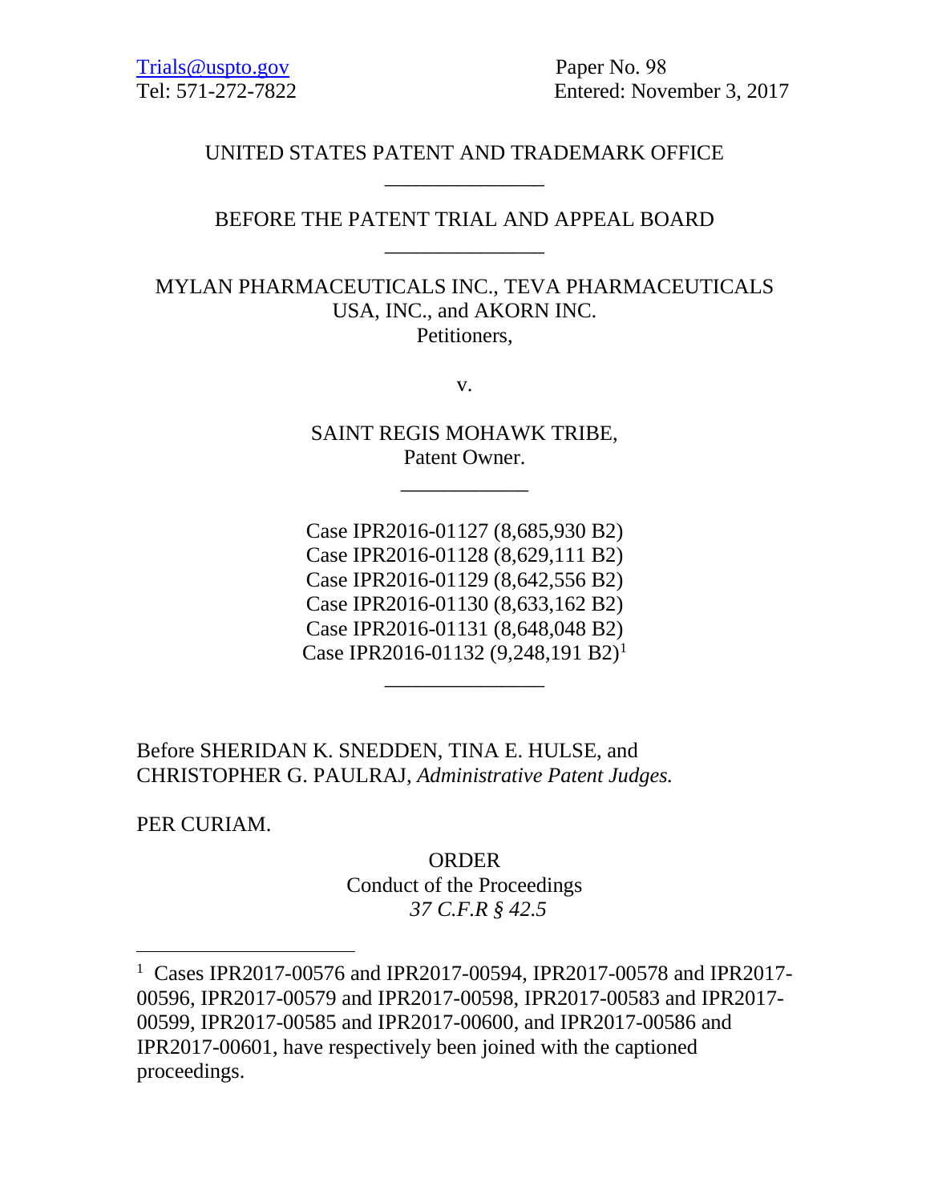Trials@uspto.gov Paper No. 98
Tel: 571-272-7822 Entered: November 3, 2017

UNITED STATES PATENT AND TRADEMARK OFFICE

---

BEFORE THE PATENT TRIAL AND APPEAL BOARD

---

MYLAN PHARMACEUTICALS INC., TEVA PHARMACEUTICALS USA, INC., and AKORN INC.
Petitioners,

v.

SAINT REGIS MOHAWK TRIBE,
Patent Owner.

---

Case IPR2016-01127 (8,685,930 B2)
Case IPR2016-01128 (8,629,111 B2)
Case IPR2016-01129 (8,642,556 B2)
Case IPR2016-01130 (8,633,162 B2)
Case IPR2016-01131 (8,648,048 B2)
Case IPR2016-01132 (9,248,191 B2)[1]

---

Before SHERIDAN K. SNEDDEN, TINA E. HULSE, and CHRISTOPHER G. PAULRAJ, *Administrative Patent Judges.*

PER CURIAM.

ORDER
Conduct of the Proceedings
*37 C.F.R § 42.5*

---

[1] Cases IPR2017-00576 and IPR2017-00594, IPR2017-00578 and IPR2017-00596, IPR2017-00579 and IPR2017-00598, IPR2017-00583 and IPR2017-00599, IPR2017-00585 and IPR2017-00600, and IPR2017-00586 and IPR2017-00601, have respectively been joined with the captioned proceedings.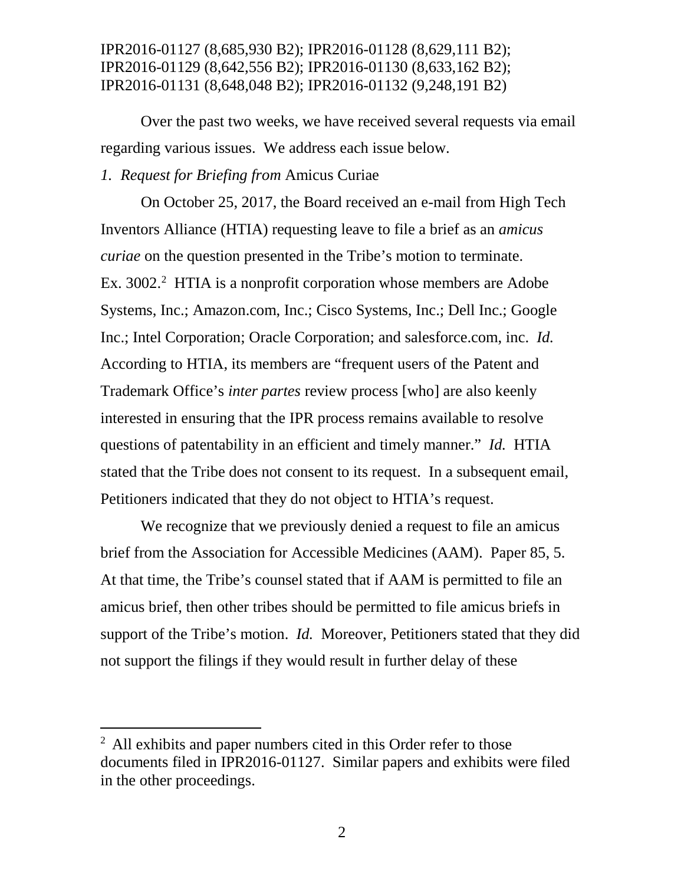IPR2016-01127 (8,685,930 B2); IPR2016-01128 (8,629,111 B2);
IPR2016-01129 (8,642,556 B2); IPR2016-01130 (8,633,162 B2);
IPR2016-01131 (8,648,048 B2); IPR2016-01132 (9,248,191 B2)

Over the past two weeks, we have received several requests via email regarding various issues. We address each issue below.

*1. Request for Briefing from* Amicus Curiae

On October 25, 2017, the Board received an e-mail from High Tech Inventors Alliance (HTIA) requesting leave to file a brief as an *amicus curiae* on the question presented in the Tribe's motion to terminate. Ex. 3002.[2] HTIA is a nonprofit corporation whose members are Adobe Systems, Inc.; Amazon.com, Inc.; Cisco Systems, Inc.; Dell Inc.; Google Inc.; Intel Corporation; Oracle Corporation; and salesforce.com, inc. *Id.* According to HTIA, its members are "frequent users of the Patent and Trademark Office's *inter partes* review process [who] are also keenly interested in ensuring that the IPR process remains available to resolve questions of patentability in an efficient and timely manner." *Id.* HTIA stated that the Tribe does not consent to its request. In a subsequent email, Petitioners indicated that they do not object to HTIA's request.

We recognize that we previously denied a request to file an amicus brief from the Association for Accessible Medicines (AAM). Paper 85, 5. At that time, the Tribe's counsel stated that if AAM is permitted to file an amicus brief, then other tribes should be permitted to file amicus briefs in support of the Tribe's motion. *Id.* Moreover, Petitioners stated that they did not support the filings if they would result in further delay of these

[2] All exhibits and paper numbers cited in this Order refer to those documents filed in IPR2016-01127. Similar papers and exhibits were filed in the other proceedings.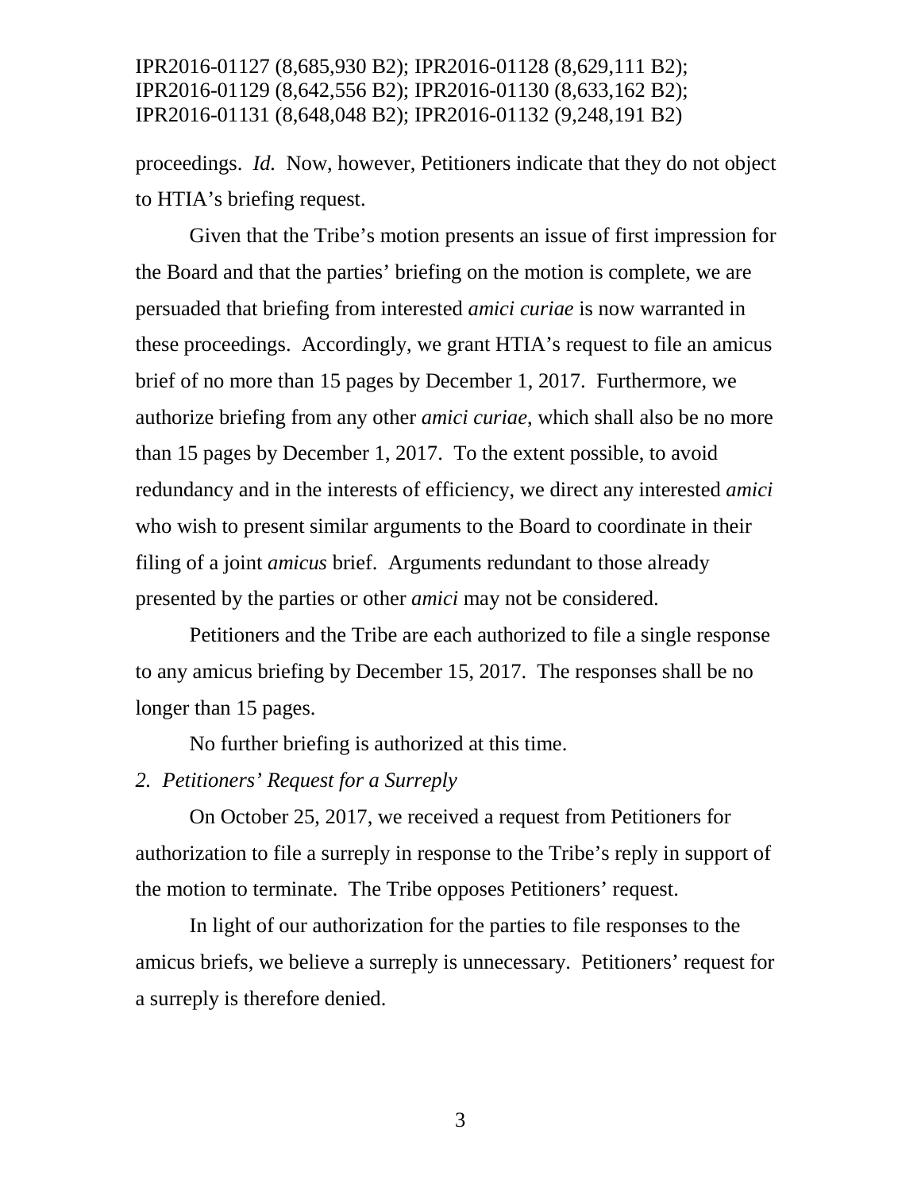proceedings. *Id.* Now, however, Petitioners indicate that they do not object to HTIA's briefing request.

Given that the Tribe's motion presents an issue of first impression for the Board and that the parties' briefing on the motion is complete, we are persuaded that briefing from interested *amici curiae* is now warranted in these proceedings. Accordingly, we grant HTIA's request to file an amicus brief of no more than 15 pages by December 1, 2017. Furthermore, we authorize briefing from any other *amici curiae*, which shall also be no more than 15 pages by December 1, 2017. To the extent possible, to avoid redundancy and in the interests of efficiency, we direct any interested *amici* who wish to present similar arguments to the Board to coordinate in their filing of a joint *amicus* brief. Arguments redundant to those already presented by the parties or other *amici* may not be considered.

Petitioners and the Tribe are each authorized to file a single response to any amicus briefing by December 15, 2017. The responses shall be no longer than 15 pages.

No further briefing is authorized at this time.

*2. Petitioners' Request for a Surreply*

On October 25, 2017, we received a request from Petitioners for authorization to file a surreply in response to the Tribe's reply in support of the motion to terminate. The Tribe opposes Petitioners' request.

In light of our authorization for the parties to file responses to the amicus briefs, we believe a surreply is unnecessary. Petitioners' request for a surreply is therefore denied.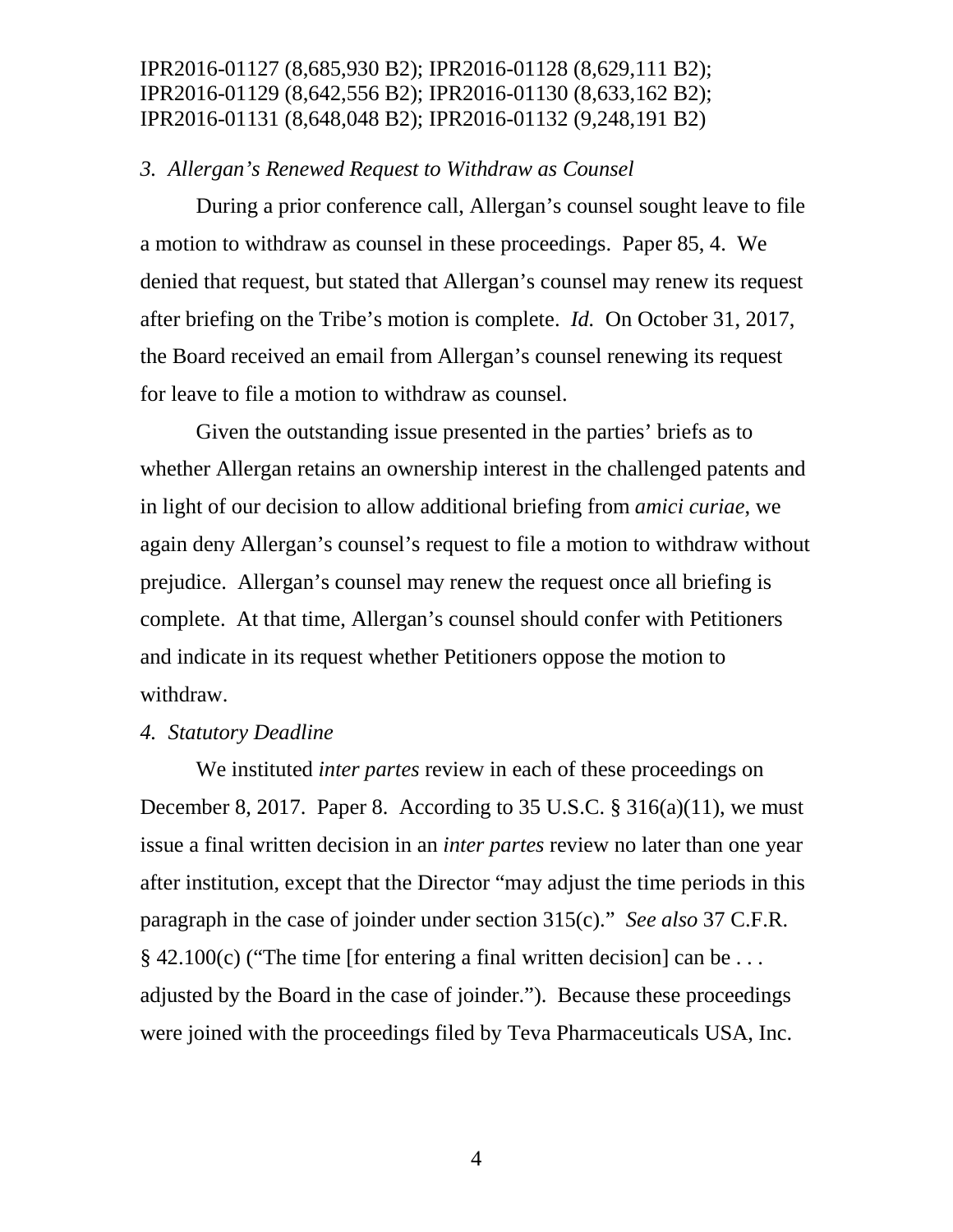*3. Allergan's Renewed Request to Withdraw as Counsel*

During a prior conference call, Allergan's counsel sought leave to file a motion to withdraw as counsel in these proceedings. Paper 85, 4. We denied that request, but stated that Allergan's counsel may renew its request after briefing on the Tribe's motion is complete. *Id.* On October 31, 2017, the Board received an email from Allergan's counsel renewing its request for leave to file a motion to withdraw as counsel.

Given the outstanding issue presented in the parties' briefs as to whether Allergan retains an ownership interest in the challenged patents and in light of our decision to allow additional briefing from *amici curiae*, we again deny Allergan's counsel's request to file a motion to withdraw without prejudice. Allergan's counsel may renew the request once all briefing is complete. At that time, Allergan's counsel should confer with Petitioners and indicate in its request whether Petitioners oppose the motion to withdraw.

*4. Statutory Deadline*

We instituted *inter partes* review in each of these proceedings on December 8, 2017. Paper 8. According to 35 U.S.C. § 316(a)(11), we must issue a final written decision in an *inter partes* review no later than one year after institution, except that the Director "may adjust the time periods in this paragraph in the case of joinder under section 315(c)." *See also* 37 C.F.R. § 42.100(c) ("The time [for entering a final written decision] can be . . . adjusted by the Board in the case of joinder."). Because these proceedings were joined with the proceedings filed by Teva Pharmaceuticals USA, Inc.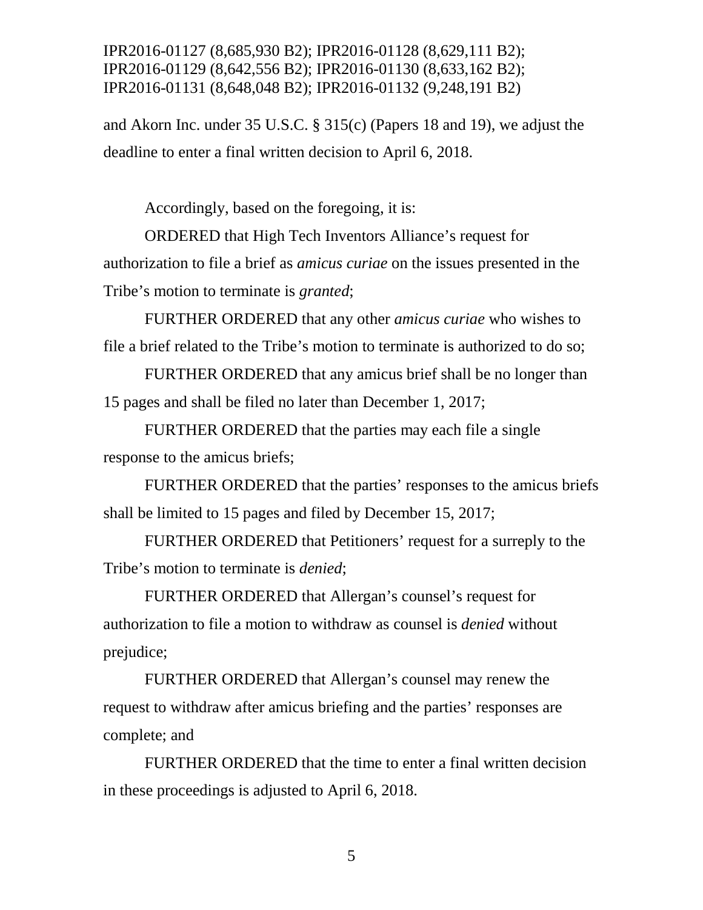and Akorn Inc. under 35 U.S.C. § 315(c) (Papers 18 and 19), we adjust the deadline to enter a final written decision to April 6, 2018.

Accordingly, based on the foregoing, it is:

ORDERED that High Tech Inventors Alliance's request for authorization to file a brief as *amicus curiae* on the issues presented in the Tribe's motion to terminate is *granted*;

FURTHER ORDERED that any other *amicus curiae* who wishes to file a brief related to the Tribe's motion to terminate is authorized to do so;

FURTHER ORDERED that any amicus brief shall be no longer than 15 pages and shall be filed no later than December 1, 2017;

FURTHER ORDERED that the parties may each file a single response to the amicus briefs;

FURTHER ORDERED that the parties' responses to the amicus briefs shall be limited to 15 pages and filed by December 15, 2017;

FURTHER ORDERED that Petitioners' request for a surreply to the Tribe's motion to terminate is *denied*;

FURTHER ORDERED that Allergan's counsel's request for authorization to file a motion to withdraw as counsel is *denied* without prejudice;

FURTHER ORDERED that Allergan's counsel may renew the request to withdraw after amicus briefing and the parties' responses are complete; and

FURTHER ORDERED that the time to enter a final written decision in these proceedings is adjusted to April 6, 2018.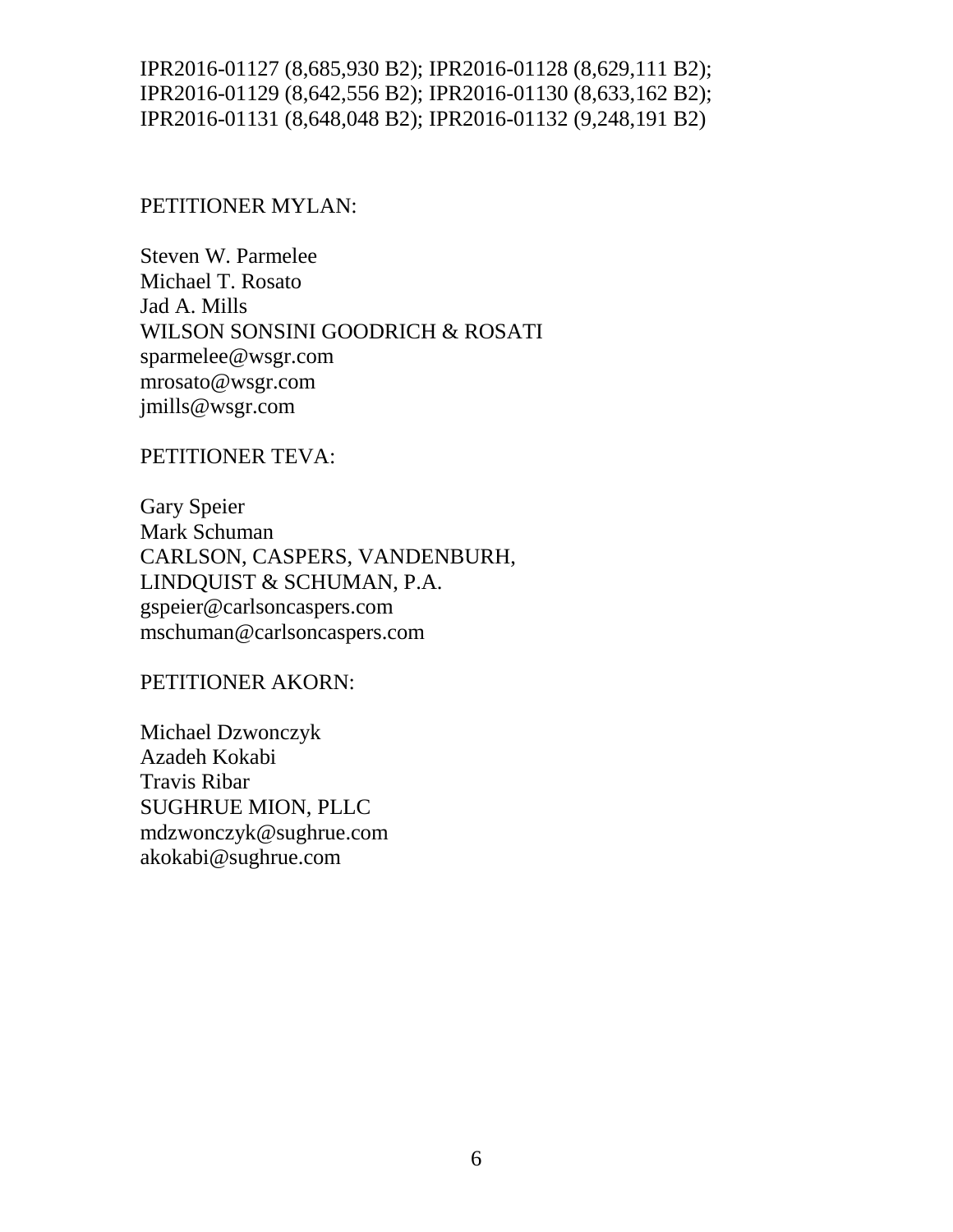IPR2016-01127 (8,685,930 B2); IPR2016-01128 (8,629,111 B2);
IPR2016-01129 (8,642,556 B2); IPR2016-01130 (8,633,162 B2);
IPR2016-01131 (8,648,048 B2); IPR2016-01132 (9,248,191 B2)

PETITIONER MYLAN:

Steven W. Parmelee
Michael T. Rosato
Jad A. Mills
WILSON SONSINI GOODRICH & ROSATI
sparmelee@wsgr.com
mrosato@wsgr.com
jmills@wsgr.com

PETITIONER TEVA:

Gary Speier
Mark Schuman
CARLSON, CASPERS, VANDENBURH,
LINDQUIST & SCHUMAN, P.A.
gspeier@carlsoncaspers.com
mschuman@carlsoncaspers.com

PETITIONER AKORN:

Michael Dzwonczyk
Azadeh Kokabi
Travis Ribar
SUGHRUE MION, PLLC
mdzwonczyk@sughrue.com
akokabi@sughrue.com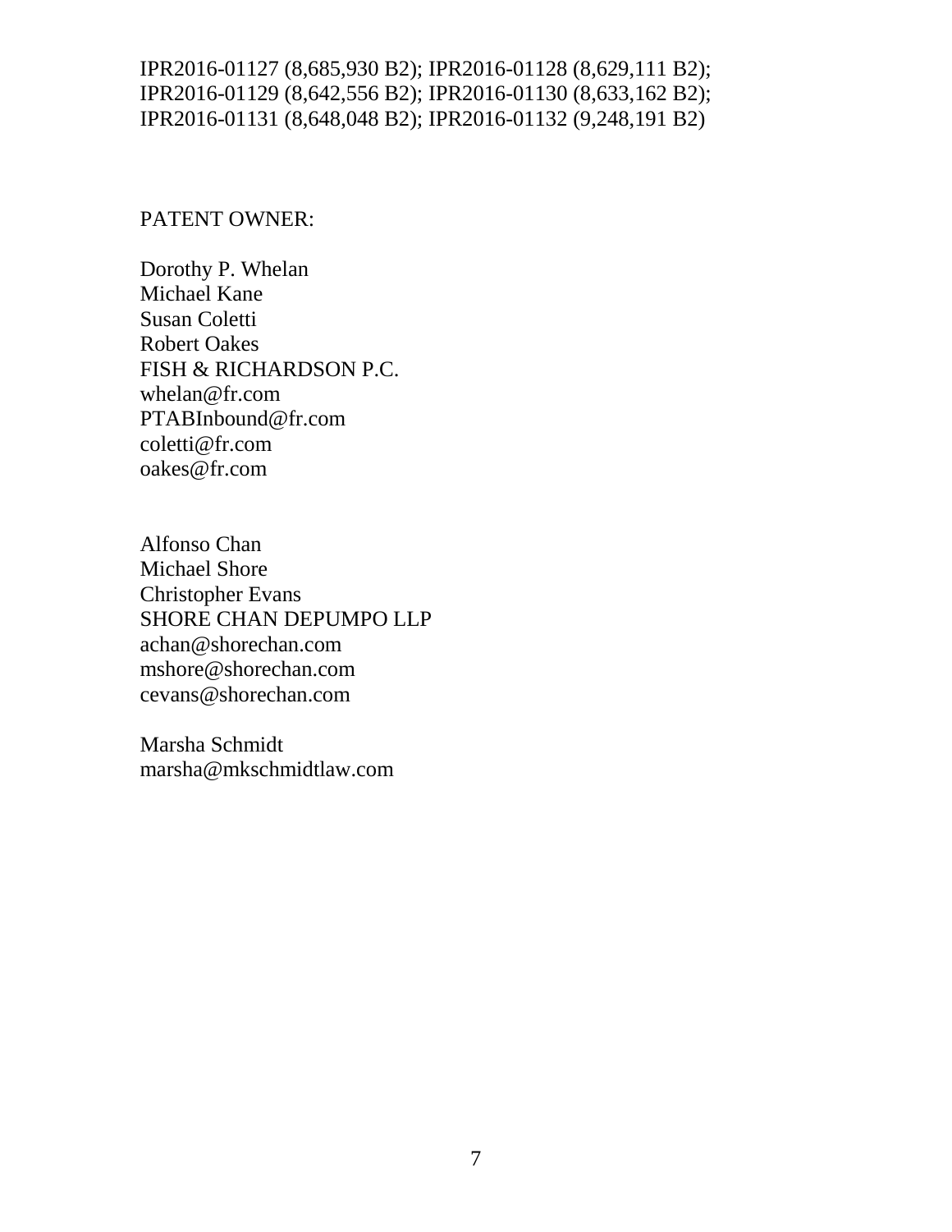IPR2016-01127 (8,685,930 B2); IPR2016-01128 (8,629,111 B2);
IPR2016-01129 (8,642,556 B2); IPR2016-01130 (8,633,162 B2);
IPR2016-01131 (8,648,048 B2); IPR2016-01132 (9,248,191 B2)

PATENT OWNER:

Dorothy P. Whelan
Michael Kane
Susan Coletti
Robert Oakes
FISH & RICHARDSON P.C.
whelan@fr.com
PTABInbound@fr.com
coletti@fr.com
oakes@fr.com

Alfonso Chan
Michael Shore
Christopher Evans
SHORE CHAN DEPUMPO LLP
achan@shorechan.com
mshore@shorechan.com
cevans@shorechan.com

Marsha Schmidt
marsha@mkschmidtlaw.com